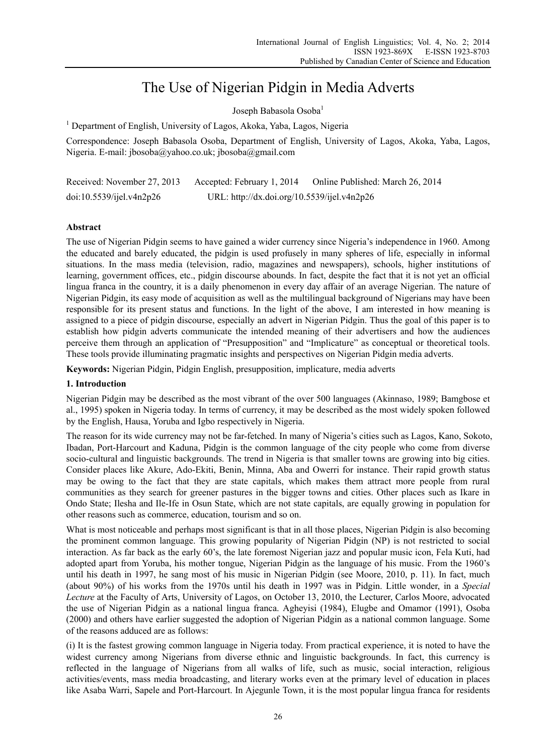# The Use of Nigerian Pidgin in Media Adverts

Joseph Babasola Osoba[1]

[1] Department of English, University of Lagos, Akoka, Yaba, Lagos, Nigeria

Correspondence: Joseph Babasola Osoba, Department of English, University of Lagos, Akoka, Yaba, Lagos, Nigeria. E-mail: jbosoba@yahoo.co.uk; jbosoba@gmail.com

Received: November 27, 2013 Accepted: February 1, 2014 Online Published: March 26, 2014

doi:10.5539/ijel.v4n2p26 URL: http://dx.doi.org/10.5539/ijel.v4n2p26

## Abstract

The use of Nigerian Pidgin seems to have gained a wider currency since Nigeria's independence in 1960. Among the educated and barely educated, the pidgin is used profusely in many spheres of life, especially in informal situations. In the mass media (television, radio, magazines and newspapers), schools, higher institutions of learning, government offices, etc., pidgin discourse abounds. In fact, despite the fact that it is not yet an official lingua franca in the country, it is a daily phenomenon in every day affair of an average Nigerian. The nature of Nigerian Pidgin, its easy mode of acquisition as well as the multilingual background of Nigerians may have been responsible for its present status and functions. In the light of the above, I am interested in how meaning is assigned to a piece of pidgin discourse, especially an advert in Nigerian Pidgin. Thus the goal of this paper is to establish how pidgin adverts communicate the intended meaning of their advertisers and how the audiences perceive them through an application of "Presupposition" and "Implicature" as conceptual or theoretical tools. These tools provide illuminating pragmatic insights and perspectives on Nigerian Pidgin media adverts.

**Keywords:** Nigerian Pidgin, Pidgin English, presupposition, implicature, media adverts

## 1. Introduction

Nigerian Pidgin may be described as the most vibrant of the over 500 languages (Akinnaso, 1989; Bamgbose et al., 1995) spoken in Nigeria today. In terms of currency, it may be described as the most widely spoken followed by the English, Hausa, Yoruba and Igbo respectively in Nigeria.

The reason for its wide currency may not be far-fetched. In many of Nigeria's cities such as Lagos, Kano, Sokoto, Ibadan, Port-Harcourt and Kaduna, Pidgin is the common language of the city people who come from diverse socio-cultural and linguistic backgrounds. The trend in Nigeria is that smaller towns are growing into big cities. Consider places like Akure, Ado-Ekiti, Benin, Minna, Aba and Owerri for instance. Their rapid growth status may be owing to the fact that they are state capitals, which makes them attract more people from rural communities as they search for greener pastures in the bigger towns and cities. Other places such as Ikare in Ondo State; Ilesha and Ile-Ife in Osun State, which are not state capitals, are equally growing in population for other reasons such as commerce, education, tourism and so on.

What is most noticeable and perhaps most significant is that in all those places, Nigerian Pidgin is also becoming the prominent common language. This growing popularity of Nigerian Pidgin (NP) is not restricted to social interaction. As far back as the early 60's, the late foremost Nigerian jazz and popular music icon, Fela Kuti, had adopted apart from Yoruba, his mother tongue, Nigerian Pidgin as the language of his music. From the 1960's until his death in 1997, he sang most of his music in Nigerian Pidgin (see Moore, 2010, p. 11). In fact, much (about 90%) of his works from the 1970s until his death in 1997 was in Pidgin. Little wonder, in a *Special Lecture* at the Faculty of Arts, University of Lagos, on October 13, 2010, the Lecturer, Carlos Moore, advocated the use of Nigerian Pidgin as a national lingua franca. Agheyisi (1984), Elugbe and Omamor (1991), Osoba (2000) and others have earlier suggested the adoption of Nigerian Pidgin as a national common language. Some of the reasons adduced are as follows:

(i) It is the fastest growing common language in Nigeria today. From practical experience, it is noted to have the widest currency among Nigerians from diverse ethnic and linguistic backgrounds. In fact, this currency is reflected in the language of Nigerians from all walks of life, such as music, social interaction, religious activities/events, mass media broadcasting, and literary works even at the primary level of education in places like Asaba Warri, Sapele and Port-Harcourt. In Ajegunle Town, it is the most popular lingua franca for residents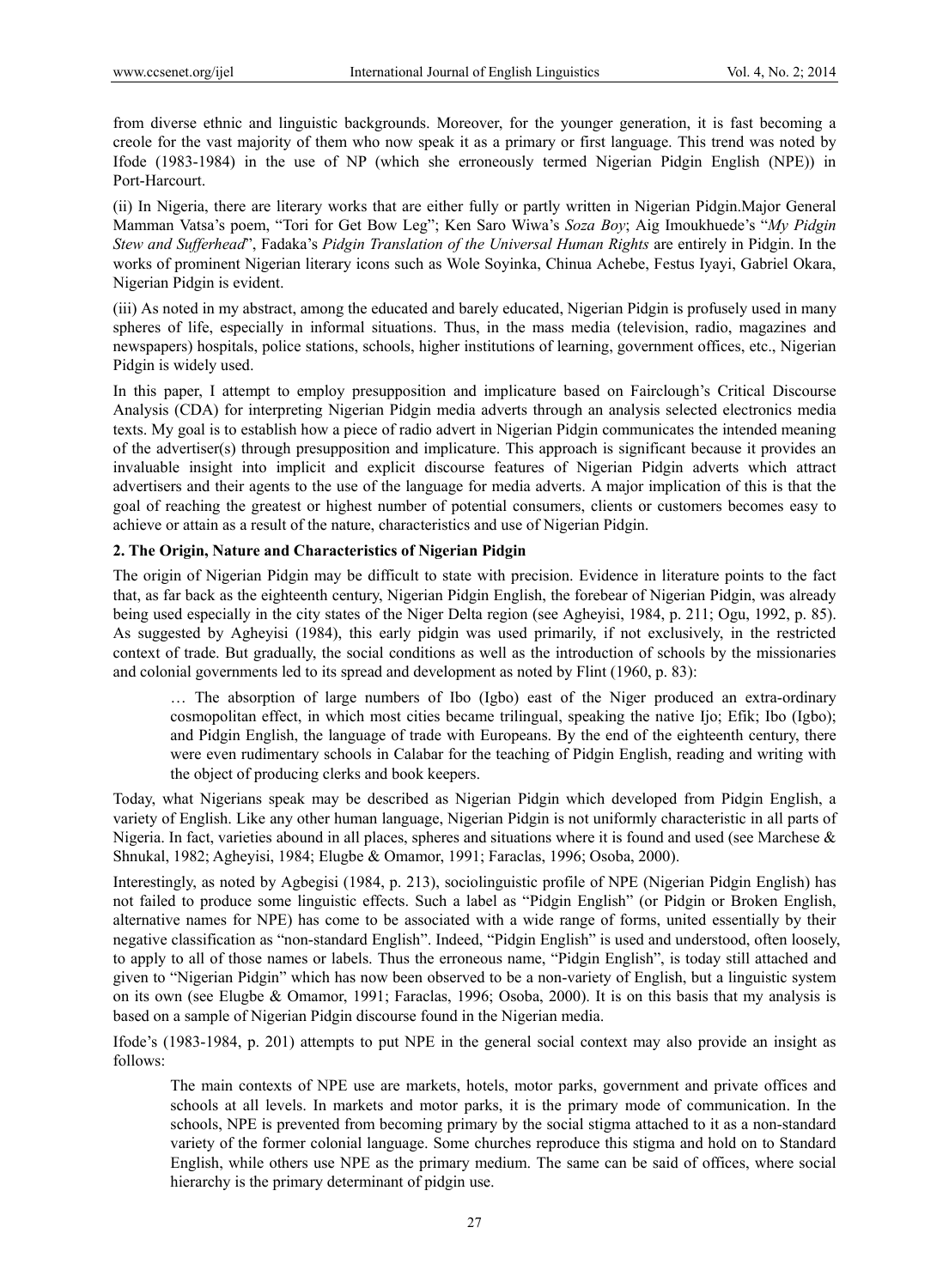from diverse ethnic and linguistic backgrounds. Moreover, for the younger generation, it is fast becoming a creole for the vast majority of them who now speak it as a primary or first language. This trend was noted by Ifode (1983-1984) in the use of NP (which she erroneously termed Nigerian Pidgin English (NPE)) in Port-Harcourt.

(ii) In Nigeria, there are literary works that are either fully or partly written in Nigerian Pidgin.Major General Mamman Vatsa's poem, "Tori for Get Bow Leg"; Ken Saro Wiwa's *Soza Boy*; Aig Imoukhuede's "*My Pidgin Stew and Sufferhead*", Fadaka's *Pidgin Translation of the Universal Human Rights* are entirely in Pidgin. In the works of prominent Nigerian literary icons such as Wole Soyinka, Chinua Achebe, Festus Iyayi, Gabriel Okara, Nigerian Pidgin is evident.

(iii) As noted in my abstract, among the educated and barely educated, Nigerian Pidgin is profusely used in many spheres of life, especially in informal situations. Thus, in the mass media (television, radio, magazines and newspapers) hospitals, police stations, schools, higher institutions of learning, government offices, etc., Nigerian Pidgin is widely used.

In this paper, I attempt to employ presupposition and implicature based on Fairclough's Critical Discourse Analysis (CDA) for interpreting Nigerian Pidgin media adverts through an analysis selected electronics media texts. My goal is to establish how a piece of radio advert in Nigerian Pidgin communicates the intended meaning of the advertiser(s) through presupposition and implicature. This approach is significant because it provides an invaluable insight into implicit and explicit discourse features of Nigerian Pidgin adverts which attract advertisers and their agents to the use of the language for media adverts. A major implication of this is that the goal of reaching the greatest or highest number of potential consumers, clients or customers becomes easy to achieve or attain as a result of the nature, characteristics and use of Nigerian Pidgin.

## 2. The Origin, Nature and Characteristics of Nigerian Pidgin

The origin of Nigerian Pidgin may be difficult to state with precision. Evidence in literature points to the fact that, as far back as the eighteenth century, Nigerian Pidgin English, the forebear of Nigerian Pidgin, was already being used especially in the city states of the Niger Delta region (see Agheyisi, 1984, p. 211; Ogu, 1992, p. 85). As suggested by Agheyisi (1984), this early pidgin was used primarily, if not exclusively, in the restricted context of trade. But gradually, the social conditions as well as the introduction of schools by the missionaries and colonial governments led to its spread and development as noted by Flint (1960, p. 83):

> … The absorption of large numbers of Ibo (Igbo) east of the Niger produced an extra-ordinary cosmopolitan effect, in which most cities became trilingual, speaking the native Ijo; Efik; Ibo (Igbo); and Pidgin English, the language of trade with Europeans. By the end of the eighteenth century, there were even rudimentary schools in Calabar for the teaching of Pidgin English, reading and writing with the object of producing clerks and book keepers.

Today, what Nigerians speak may be described as Nigerian Pidgin which developed from Pidgin English, a variety of English. Like any other human language, Nigerian Pidgin is not uniformly characteristic in all parts of Nigeria. In fact, varieties abound in all places, spheres and situations where it is found and used (see Marchese & Shnukal, 1982; Agheyisi, 1984; Elugbe & Omamor, 1991; Faraclas, 1996; Osoba, 2000).

Interestingly, as noted by Agbegisi (1984, p. 213), sociolinguistic profile of NPE (Nigerian Pidgin English) has not failed to produce some linguistic effects. Such a label as "Pidgin English" (or Pidgin or Broken English, alternative names for NPE) has come to be associated with a wide range of forms, united essentially by their negative classification as "non-standard English". Indeed, "Pidgin English" is used and understood, often loosely, to apply to all of those names or labels. Thus the erroneous name, "Pidgin English", is today still attached and given to "Nigerian Pidgin" which has now been observed to be a non-variety of English, but a linguistic system on its own (see Elugbe & Omamor, 1991; Faraclas, 1996; Osoba, 2000). It is on this basis that my analysis is based on a sample of Nigerian Pidgin discourse found in the Nigerian media.

Ifode's (1983-1984, p. 201) attempts to put NPE in the general social context may also provide an insight as follows:

> The main contexts of NPE use are markets, hotels, motor parks, government and private offices and schools at all levels. In markets and motor parks, it is the primary mode of communication. In the schools, NPE is prevented from becoming primary by the social stigma attached to it as a non-standard variety of the former colonial language. Some churches reproduce this stigma and hold on to Standard English, while others use NPE as the primary medium. The same can be said of offices, where social hierarchy is the primary determinant of pidgin use.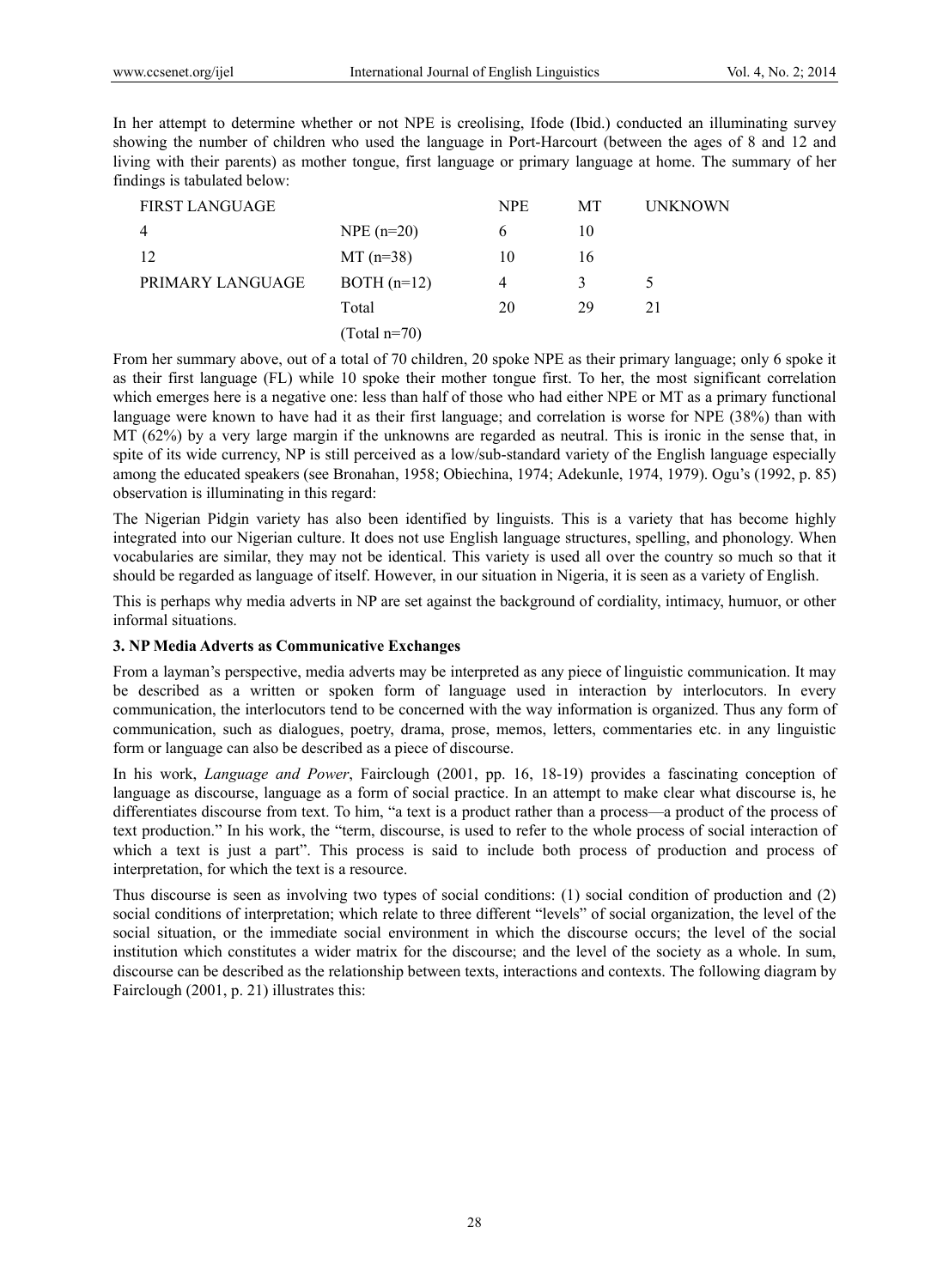In her attempt to determine whether or not NPE is creolising, Ifode (Ibid.) conducted an illuminating survey showing the number of children who used the language in Port-Harcourt (between the ages of 8 and 12 and living with their parents) as mother tongue, first language or primary language at home. The summary of her findings is tabulated below:

| FIRST LANGUAGE | | NPE | MT | UNKNOWN |
|---|---|---|---|---|
| 4 | NPE (n=20) | 6 | 10 | |
| 12 | MT (n=38) | 10 | 16 | |
| PRIMARY LANGUAGE | BOTH (n=12) | 4 | 3 | 5 |
| | Total | 20 | 29 | 21 |
| | (Total n=70) | | | |

From her summary above, out of a total of 70 children, 20 spoke NPE as their primary language; only 6 spoke it as their first language (FL) while 10 spoke their mother tongue first. To her, the most significant correlation which emerges here is a negative one: less than half of those who had either NPE or MT as a primary functional language were known to have had it as their first language; and correlation is worse for NPE (38%) than with MT (62%) by a very large margin if the unknowns are regarded as neutral. This is ironic in the sense that, in spite of its wide currency, NP is still perceived as a low/sub-standard variety of the English language especially among the educated speakers (see Bronahan, 1958; Obiechina, 1974; Adekunle, 1974, 1979). Ogu's (1992, p. 85) observation is illuminating in this regard:

The Nigerian Pidgin variety has also been identified by linguists. This is a variety that has become highly integrated into our Nigerian culture. It does not use English language structures, spelling, and phonology. When vocabularies are similar, they may not be identical. This variety is used all over the country so much so that it should be regarded as language of itself. However, in our situation in Nigeria, it is seen as a variety of English.

This is perhaps why media adverts in NP are set against the background of cordiality, intimacy, humuor, or other informal situations.

### 3. NP Media Adverts as Communicative Exchanges

From a layman's perspective, media adverts may be interpreted as any piece of linguistic communication. It may be described as a written or spoken form of language used in interaction by interlocutors. In every communication, the interlocutors tend to be concerned with the way information is organized. Thus any form of communication, such as dialogues, poetry, drama, prose, memos, letters, commentaries etc. in any linguistic form or language can also be described as a piece of discourse.

In his work, *Language and Power*, Fairclough (2001, pp. 16, 18-19) provides a fascinating conception of language as discourse, language as a form of social practice. In an attempt to make clear what discourse is, he differentiates discourse from text. To him, "a text is a product rather than a process—a product of the process of text production." In his work, the "term, discourse, is used to refer to the whole process of social interaction of which a text is just a part". This process is said to include both process of production and process of interpretation, for which the text is a resource.

Thus discourse is seen as involving two types of social conditions: (1) social condition of production and (2) social conditions of interpretation; which relate to three different "levels" of social organization, the level of the social situation, or the immediate social environment in which the discourse occurs; the level of the social institution which constitutes a wider matrix for the discourse; and the level of the society as a whole. In sum, discourse can be described as the relationship between texts, interactions and contexts. The following diagram by Fairclough (2001, p. 21) illustrates this: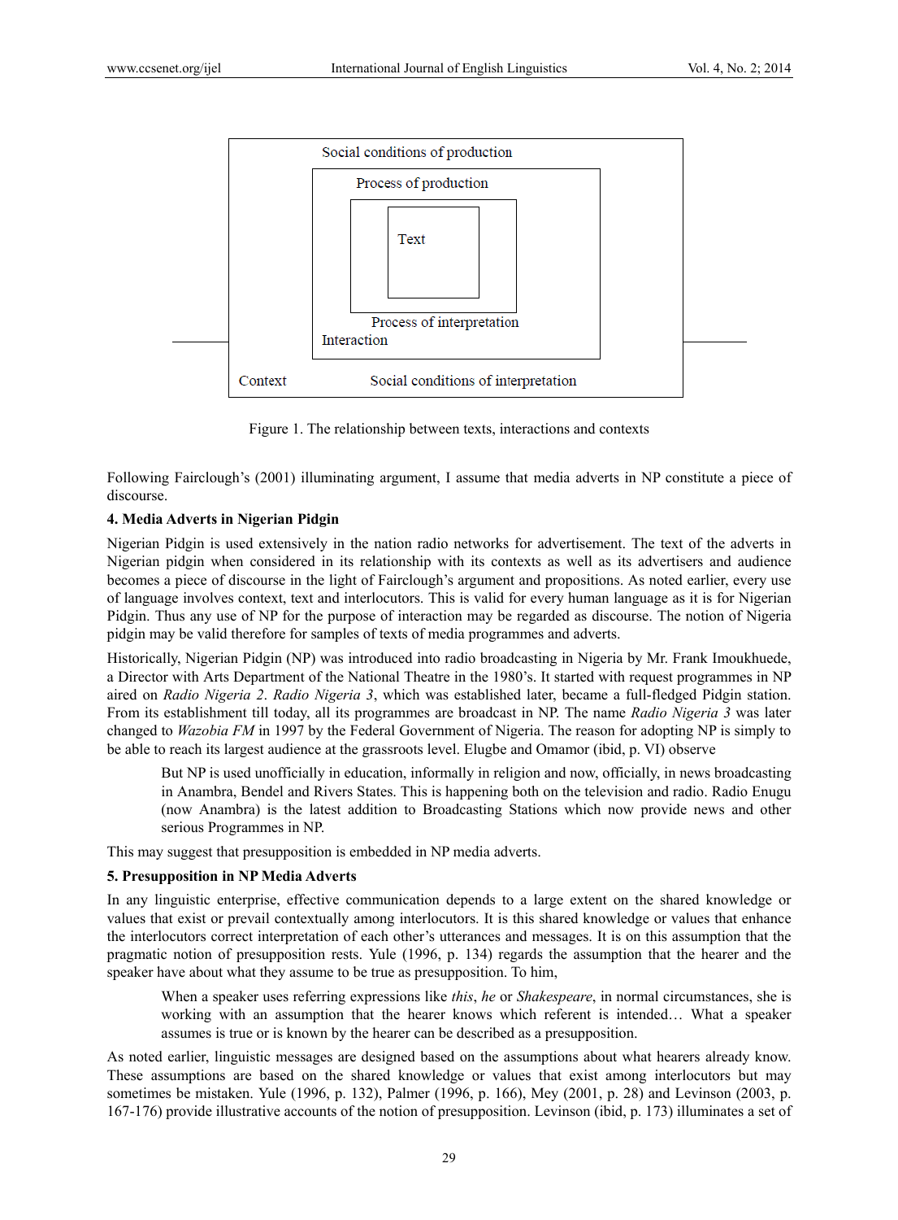Social conditions of production

Process of production

Text

Process of interpretation

Interaction

Context — Social conditions of interpretation

Figure 1. The relationship between texts, interactions and contexts

Following Fairclough's (2001) illuminating argument, I assume that media adverts in NP constitute a piece of discourse.

## 4. Media Adverts in Nigerian Pidgin

Nigerian Pidgin is used extensively in the nation radio networks for advertisement. The text of the adverts in Nigerian pidgin when considered in its relationship with its contexts as well as its advertisers and audience becomes a piece of discourse in the light of Fairclough's argument and propositions. As noted earlier, every use of language involves context, text and interlocutors. This is valid for every human language as it is for Nigerian Pidgin. Thus any use of NP for the purpose of interaction may be regarded as discourse. The notion of Nigeria pidgin may be valid therefore for samples of texts of media programmes and adverts.

Historically, Nigerian Pidgin (NP) was introduced into radio broadcasting in Nigeria by Mr. Frank Imoukhuede, a Director with Arts Department of the National Theatre in the 1980's. It started with request programmes in NP aired on *Radio Nigeria 2*. *Radio Nigeria 3*, which was established later, became a full-fledged Pidgin station. From its establishment till today, all its programmes are broadcast in NP. The name *Radio Nigeria 3* was later changed to *Wazobia FM* in 1997 by the Federal Government of Nigeria. The reason for adopting NP is simply to be able to reach its largest audience at the grassroots level. Elugbe and Omamor (ibid, p. VI) observe

> But NP is used unofficially in education, informally in religion and now, officially, in news broadcasting in Anambra, Bendel and Rivers States. This is happening both on the television and radio. Radio Enugu (now Anambra) is the latest addition to Broadcasting Stations which now provide news and other serious Programmes in NP.

This may suggest that presupposition is embedded in NP media adverts.

## 5. Presupposition in NP Media Adverts

In any linguistic enterprise, effective communication depends to a large extent on the shared knowledge or values that exist or prevail contextually among interlocutors. It is this shared knowledge or values that enhance the interlocutors correct interpretation of each other's utterances and messages. It is on this assumption that the pragmatic notion of presupposition rests. Yule (1996, p. 134) regards the assumption that the hearer and the speaker have about what they assume to be true as presupposition. To him,

> When a speaker uses referring expressions like *this*, *he* or *Shakespeare*, in normal circumstances, she is working with an assumption that the hearer knows which referent is intended… What a speaker assumes is true or is known by the hearer can be described as a presupposition.

As noted earlier, linguistic messages are designed based on the assumptions about what hearers already know. These assumptions are based on the shared knowledge or values that exist among interlocutors but may sometimes be mistaken. Yule (1996, p. 132), Palmer (1996, p. 166), Mey (2001, p. 28) and Levinson (2003, p. 167-176) provide illustrative accounts of the notion of presupposition. Levinson (ibid, p. 173) illuminates a set of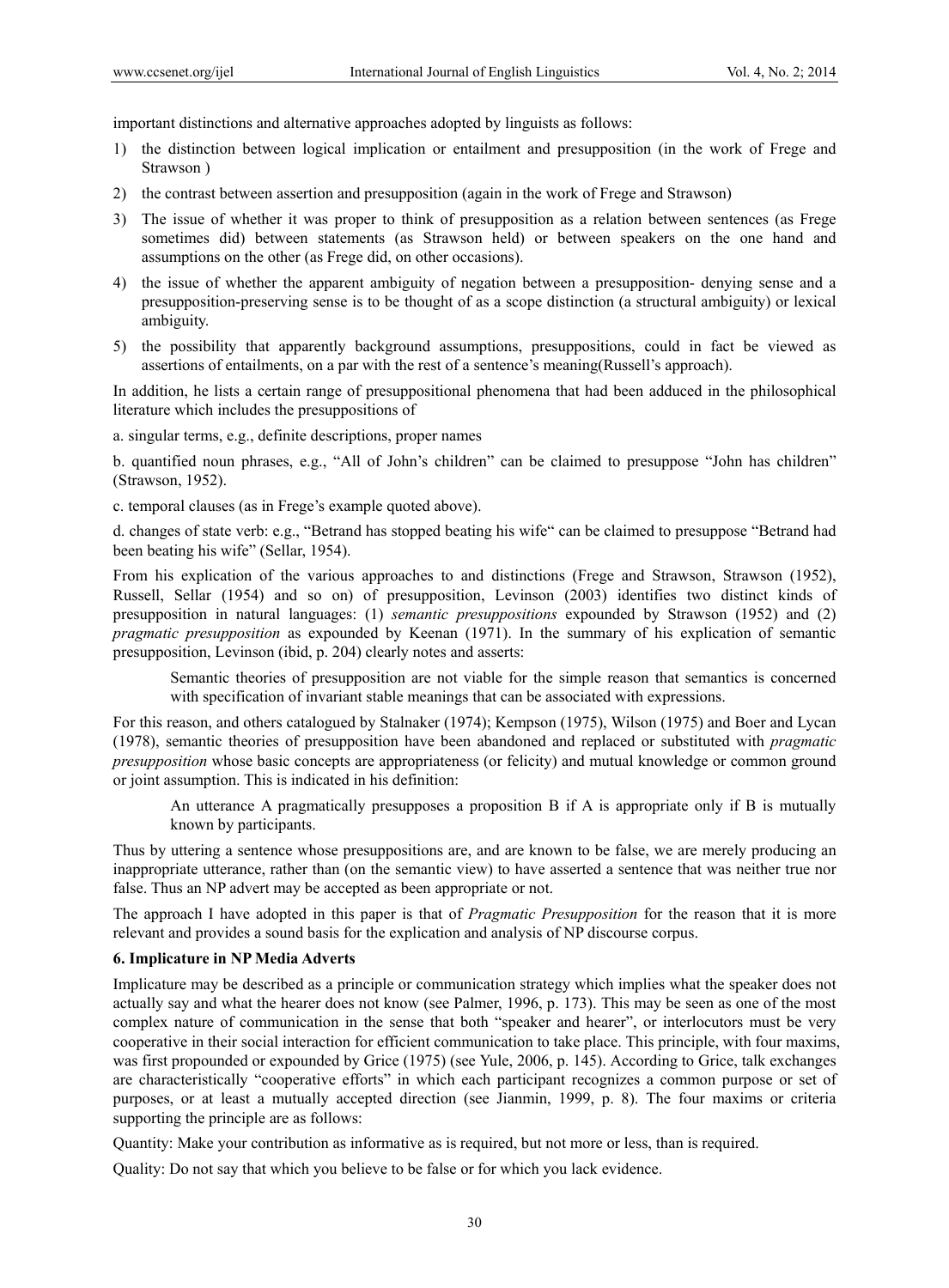important distinctions and alternative approaches adopted by linguists as follows:

1) the distinction between logical implication or entailment and presupposition (in the work of Frege and Strawson )
2) the contrast between assertion and presupposition (again in the work of Frege and Strawson)
3) The issue of whether it was proper to think of presupposition as a relation between sentences (as Frege sometimes did) between statements (as Strawson held) or between speakers on the one hand and assumptions on the other (as Frege did, on other occasions).
4) the issue of whether the apparent ambiguity of negation between a presupposition- denying sense and a presupposition-preserving sense is to be thought of as a scope distinction (a structural ambiguity) or lexical ambiguity.
5) the possibility that apparently background assumptions, presuppositions, could in fact be viewed as assertions of entailments, on a par with the rest of a sentence's meaning(Russell's approach).

In addition, he lists a certain range of presuppositional phenomena that had been adduced in the philosophical literature which includes the presuppositions of

a. singular terms, e.g., definite descriptions, proper names

b. quantified noun phrases, e.g., "All of John's children" can be claimed to presuppose "John has children" (Strawson, 1952).

c. temporal clauses (as in Frege's example quoted above).

d. changes of state verb: e.g., "Betrand has stopped beating his wife" can be claimed to presuppose "Betrand had been beating his wife" (Sellar, 1954).

From his explication of the various approaches to and distinctions (Frege and Strawson, Strawson (1952), Russell, Sellar (1954) and so on) of presupposition, Levinson (2003) identifies two distinct kinds of presupposition in natural languages: (1) *semantic presuppositions* expounded by Strawson (1952) and (2) *pragmatic presupposition* as expounded by Keenan (1971). In the summary of his explication of semantic presupposition, Levinson (ibid, p. 204) clearly notes and asserts:

> Semantic theories of presupposition are not viable for the simple reason that semantics is concerned with specification of invariant stable meanings that can be associated with expressions.

For this reason, and others catalogued by Stalnaker (1974); Kempson (1975), Wilson (1975) and Boer and Lycan (1978), semantic theories of presupposition have been abandoned and replaced or substituted with *pragmatic presupposition* whose basic concepts are appropriateness (or felicity) and mutual knowledge or common ground or joint assumption. This is indicated in his definition:

> An utterance A pragmatically presupposes a proposition B if A is appropriate only if B is mutually known by participants.

Thus by uttering a sentence whose presuppositions are, and are known to be false, we are merely producing an inappropriate utterance, rather than (on the semantic view) to have asserted a sentence that was neither true nor false. Thus an NP advert may be accepted as been appropriate or not.

The approach I have adopted in this paper is that of *Pragmatic Presupposition* for the reason that it is more relevant and provides a sound basis for the explication and analysis of NP discourse corpus.

## 6. Implicature in NP Media Adverts

Implicature may be described as a principle or communication strategy which implies what the speaker does not actually say and what the hearer does not know (see Palmer, 1996, p. 173). This may be seen as one of the most complex nature of communication in the sense that both "speaker and hearer", or interlocutors must be very cooperative in their social interaction for efficient communication to take place. This principle, with four maxims, was first propounded or expounded by Grice (1975) (see Yule, 2006, p. 145). According to Grice, talk exchanges are characteristically "cooperative efforts" in which each participant recognizes a common purpose or set of purposes, or at least a mutually accepted direction (see Jianmin, 1999, p. 8). The four maxims or criteria supporting the principle are as follows:

Quantity: Make your contribution as informative as is required, but not more or less, than is required.

Quality: Do not say that which you believe to be false or for which you lack evidence.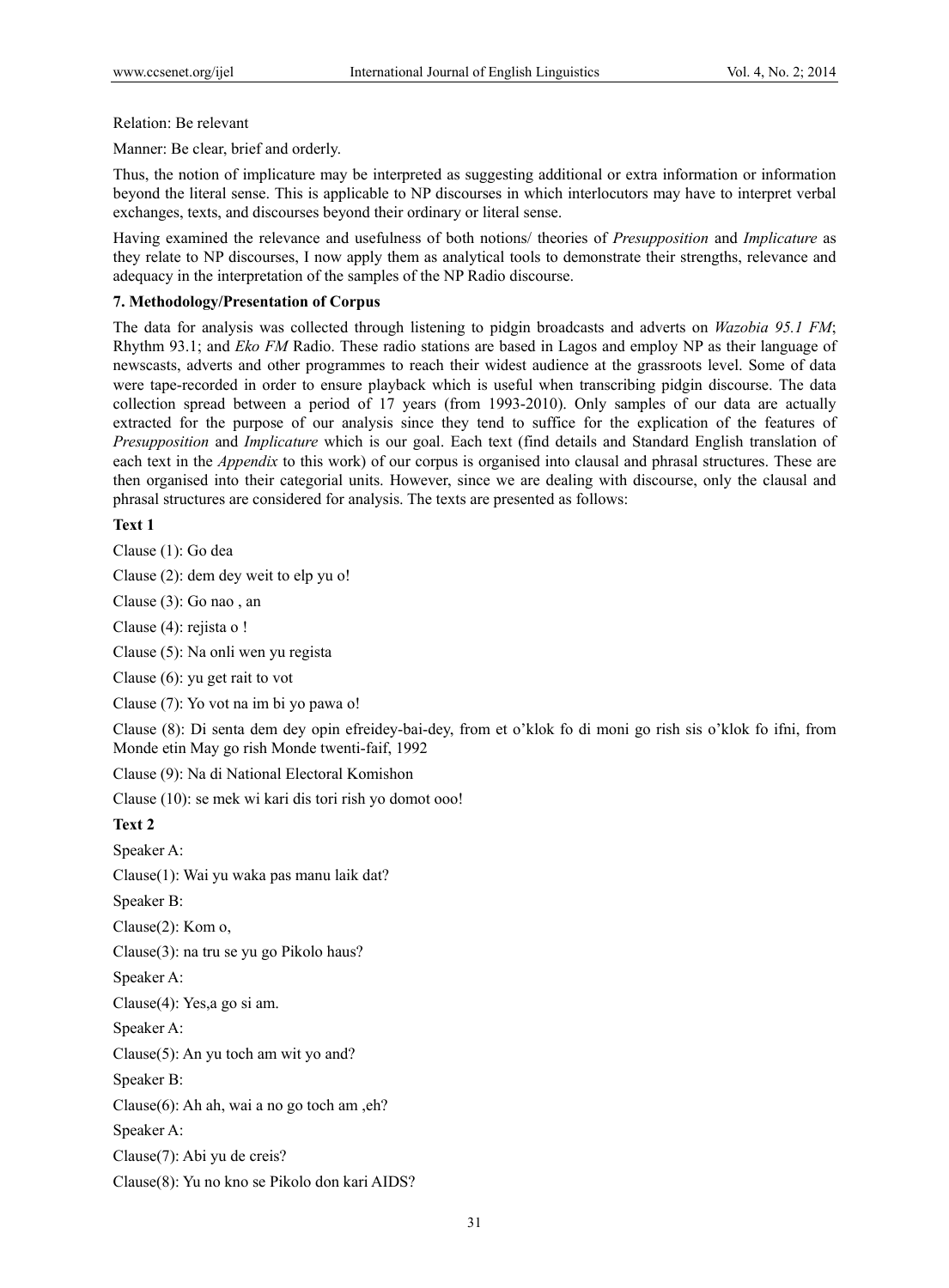Relation: Be relevant

Manner: Be clear, brief and orderly.

Thus, the notion of implicature may be interpreted as suggesting additional or extra information or information beyond the literal sense. This is applicable to NP discourses in which interlocutors may have to interpret verbal exchanges, texts, and discourses beyond their ordinary or literal sense.

Having examined the relevance and usefulness of both notions/ theories of *Presupposition* and *Implicature* as they relate to NP discourses, I now apply them as analytical tools to demonstrate their strengths, relevance and adequacy in the interpretation of the samples of the NP Radio discourse.

**7. Methodology/Presentation of Corpus**

The data for analysis was collected through listening to pidgin broadcasts and adverts on *Wazobia 95.1 FM*; Rhythm 93.1; and *Eko FM* Radio. These radio stations are based in Lagos and employ NP as their language of newscasts, adverts and other programmes to reach their widest audience at the grassroots level. Some of data were tape-recorded in order to ensure playback which is useful when transcribing pidgin discourse. The data collection spread between a period of 17 years (from 1993-2010). Only samples of our data are actually extracted for the purpose of our analysis since they tend to suffice for the explication of the features of *Presupposition* and *Implicature* which is our goal. Each text (find details and Standard English translation of each text in the *Appendix* to this work) of our corpus is organised into clausal and phrasal structures. These are then organised into their categorial units. However, since we are dealing with discourse, only the clausal and phrasal structures are considered for analysis. The texts are presented as follows:

**Text 1**

Clause (1): Go dea

Clause (2): dem dey weit to elp yu o!

Clause (3): Go nao , an

Clause (4): rejista o !

Clause (5): Na onli wen yu regista

Clause (6): yu get rait to vot

Clause (7): Yo vot na im bi yo pawa o!

Clause (8): Di senta dem dey opin efreidey-bai-dey, from et o'klok fo di moni go rish sis o'klok fo ifni, from Monde etin May go rish Monde twenti-faif, 1992

Clause (9): Na di National Electoral Komishon

Clause (10): se mek wi kari dis tori rish yo domot ooo!

**Text 2**

Speaker A:

Clause(1): Wai yu waka pas manu laik dat?

Speaker B:

Clause(2): Kom o,

Clause(3): na tru se yu go Pikolo haus?

Speaker A:

Clause(4): Yes,a go si am.

Speaker A:

Clause(5): An yu toch am wit yo and?

Speaker B:

Clause(6): Ah ah, wai a no go toch am ,eh?

Speaker A:

Clause(7): Abi yu de creis?

Clause(8): Yu no kno se Pikolo don kari AIDS?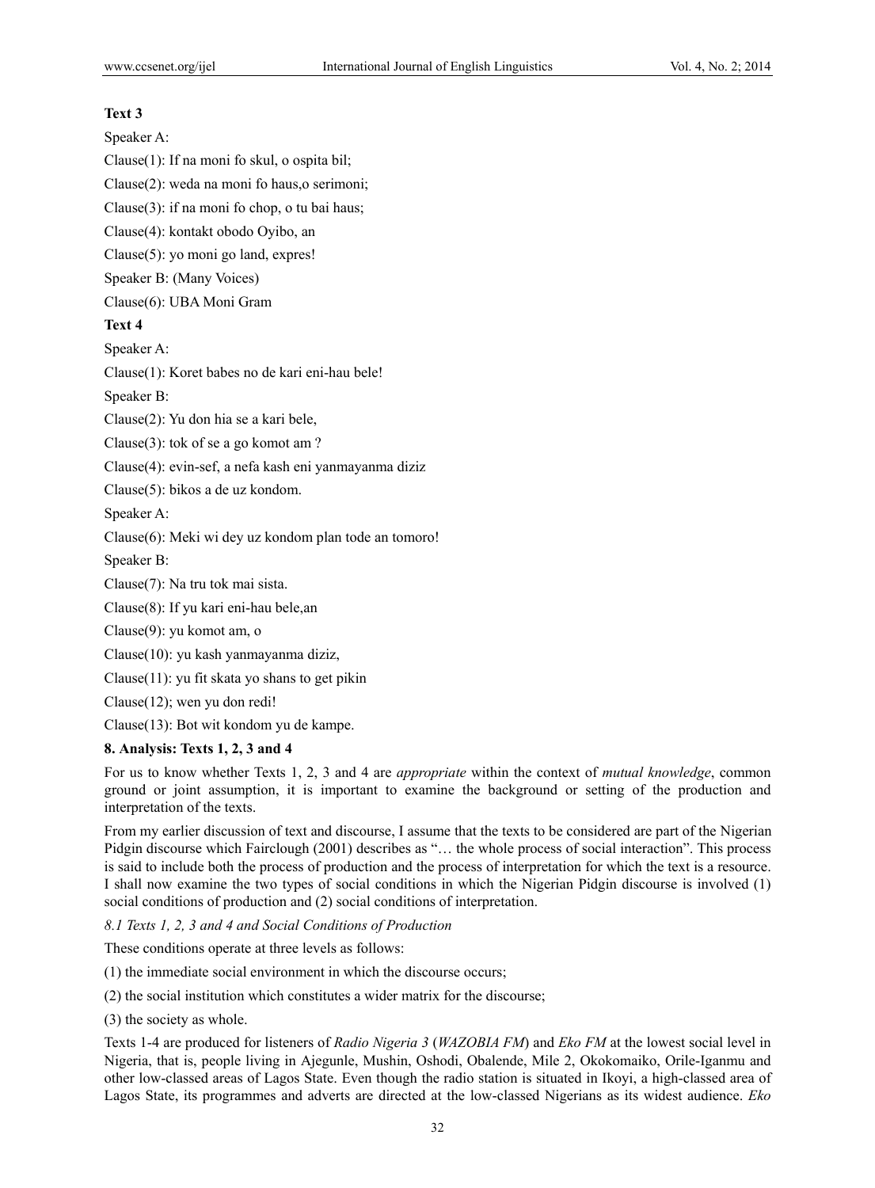**Text 3**

Speaker A:

Clause(1): If na moni fo skul, o ospita bil;

Clause(2): weda na moni fo haus,o serimoni;

Clause(3): if na moni fo chop, o tu bai haus;

Clause(4): kontakt obodo Oyibo, an

Clause(5): yo moni go land, expres!

Speaker B: (Many Voices)

Clause(6): UBA Moni Gram

**Text 4**

Speaker A:

Clause(1): Koret babes no de kari eni-hau bele!

Speaker B:

Clause(2): Yu don hia se a kari bele,

Clause(3): tok of se a go komot am ?

Clause(4): evin-sef, a nefa kash eni yanmayanma diziz

Clause(5): bikos a de uz kondom.

Speaker A:

Clause(6): Meki wi dey uz kondom plan tode an tomoro!

Speaker B:

Clause(7): Na tru tok mai sista.

Clause(8): If yu kari eni-hau bele,an

Clause(9): yu komot am, o

Clause(10): yu kash yanmayanma diziz,

Clause(11): yu fit skata yo shans to get pikin

Clause(12); wen yu don redi!

Clause(13): Bot wit kondom yu de kampe.

## 8. Analysis: Texts 1, 2, 3 and 4

For us to know whether Texts 1, 2, 3 and 4 are *appropriate* within the context of *mutual knowledge*, common ground or joint assumption, it is important to examine the background or setting of the production and interpretation of the texts.

From my earlier discussion of text and discourse, I assume that the texts to be considered are part of the Nigerian Pidgin discourse which Fairclough (2001) describes as "… the whole process of social interaction". This process is said to include both the process of production and the process of interpretation for which the text is a resource. I shall now examine the two types of social conditions in which the Nigerian Pidgin discourse is involved (1) social conditions of production and (2) social conditions of interpretation.

### *8.1 Texts 1, 2, 3 and 4 and Social Conditions of Production*

These conditions operate at three levels as follows:

(1) the immediate social environment in which the discourse occurs;

(2) the social institution which constitutes a wider matrix for the discourse;

(3) the society as whole.

Texts 1-4 are produced for listeners of *Radio Nigeria 3* (*WAZOBIA FM*) and *Eko FM* at the lowest social level in Nigeria, that is, people living in Ajegunle, Mushin, Oshodi, Obalende, Mile 2, Okokomaiko, Orile-Iganmu and other low-classed areas of Lagos State. Even though the radio station is situated in Ikoyi, a high-classed area of Lagos State, its programmes and adverts are directed at the low-classed Nigerians as its widest audience. *Eko*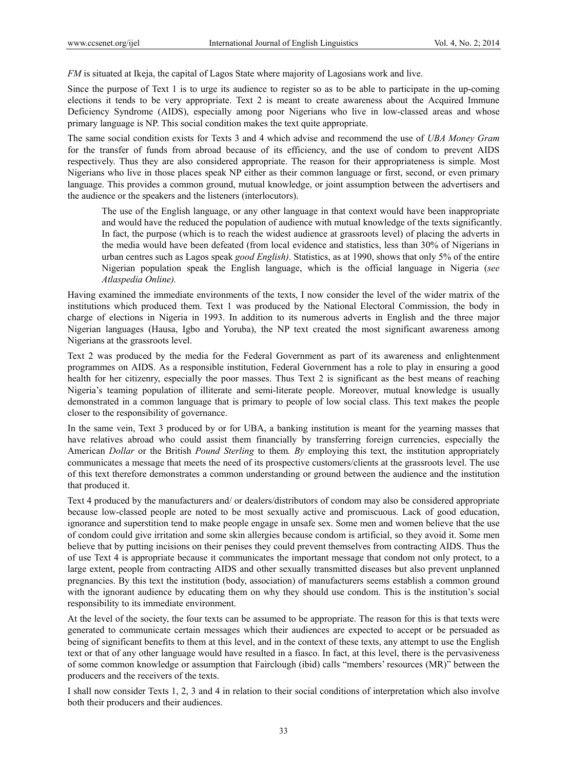*FM* is situated at Ikeja, the capital of Lagos State where majority of Lagosians work and live.

Since the purpose of Text 1 is to urge its audience to register so as to be able to participate in the up-coming elections it tends to be very appropriate. Text 2 is meant to create awareness about the Acquired Immune Deficiency Syndrome (AIDS), especially among poor Nigerians who live in low-classed areas and whose primary language is NP. This social condition makes the text quite appropriate.

The same social condition exists for Texts 3 and 4 which advise and recommend the use of *UBA Money Gram* for the transfer of funds from abroad because of its efficiency, and the use of condom to prevent AIDS respectively. Thus they are also considered appropriate. The reason for their appropriateness is simple. Most Nigerians who live in those places speak NP either as their common language or first, second, or even primary language. This provides a common ground, mutual knowledge, or joint assumption between the advertisers and the audience or the speakers and the listeners (interlocutors).

> The use of the English language, or any other language in that context would have been inappropriate and would have the reduced the population of audience with mutual knowledge of the texts significantly. In fact, the purpose (which is to reach the widest audience at grassroots level) of placing the adverts in the media would have been defeated (from local evidence and statistics, less than 30% of Nigerians in urban centres such as Lagos speak *good English)*. Statistics, as at 1990, shows that only 5% of the entire Nigerian population speak the English language, which is the official language in Nigeria (*see Atlaspedia Online).*

Having examined the immediate environments of the texts, I now consider the level of the wider matrix of the institutions which produced them. Text 1 was produced by the National Electoral Commission, the body in charge of elections in Nigeria in 1993. In addition to its numerous adverts in English and the three major Nigerian languages (Hausa, Igbo and Yoruba), the NP text created the most significant awareness among Nigerians at the grassroots level.

Text 2 was produced by the media for the Federal Government as part of its awareness and enlightenment programmes on AIDS. As a responsible institution, Federal Government has a role to play in ensuring a good health for her citizenry, especially the poor masses. Thus Text 2 is significant as the best means of reaching Nigeria's teaming population of illiterate and semi-literate people. Moreover, mutual knowledge is usually demonstrated in a common language that is primary to people of low social class. This text makes the people closer to the responsibility of governance.

In the same vein, Text 3 produced by or for UBA, a banking institution is meant for the yearning masses that have relatives abroad who could assist them financially by transferring foreign currencies, especially the American *Dollar* or the British *Pound Sterling* to them*. By* employing this text, the institution appropriately communicates a message that meets the need of its prospective customers/clients at the grassroots level. The use of this text therefore demonstrates a common understanding or ground between the audience and the institution that produced it.

Text 4 produced by the manufacturers and/ or dealers/distributors of condom may also be considered appropriate because low-classed people are noted to be most sexually active and promiscuous. Lack of good education, ignorance and superstition tend to make people engage in unsafe sex. Some men and women believe that the use of condom could give irritation and some skin allergies because condom is artificial, so they avoid it. Some men believe that by putting incisions on their penises they could prevent themselves from contracting AIDS. Thus the of use Text 4 is appropriate because it communicates the important message that condom not only protect, to a large extent, people from contracting AIDS and other sexually transmitted diseases but also prevent unplanned pregnancies. By this text the institution (body, association) of manufacturers seems establish a common ground with the ignorant audience by educating them on why they should use condom. This is the institution's social responsibility to its immediate environment.

At the level of the society, the four texts can be assumed to be appropriate. The reason for this is that texts were generated to communicate certain messages which their audiences are expected to accept or be persuaded as being of significant benefits to them at this level, and in the context of these texts, any attempt to use the English text or that of any other language would have resulted in a fiasco. In fact, at this level, there is the pervasiveness of some common knowledge or assumption that Fairclough (ibid) calls "members' resources (MR)" between the producers and the receivers of the texts.

I shall now consider Texts 1, 2, 3 and 4 in relation to their social conditions of interpretation which also involve both their producers and their audiences.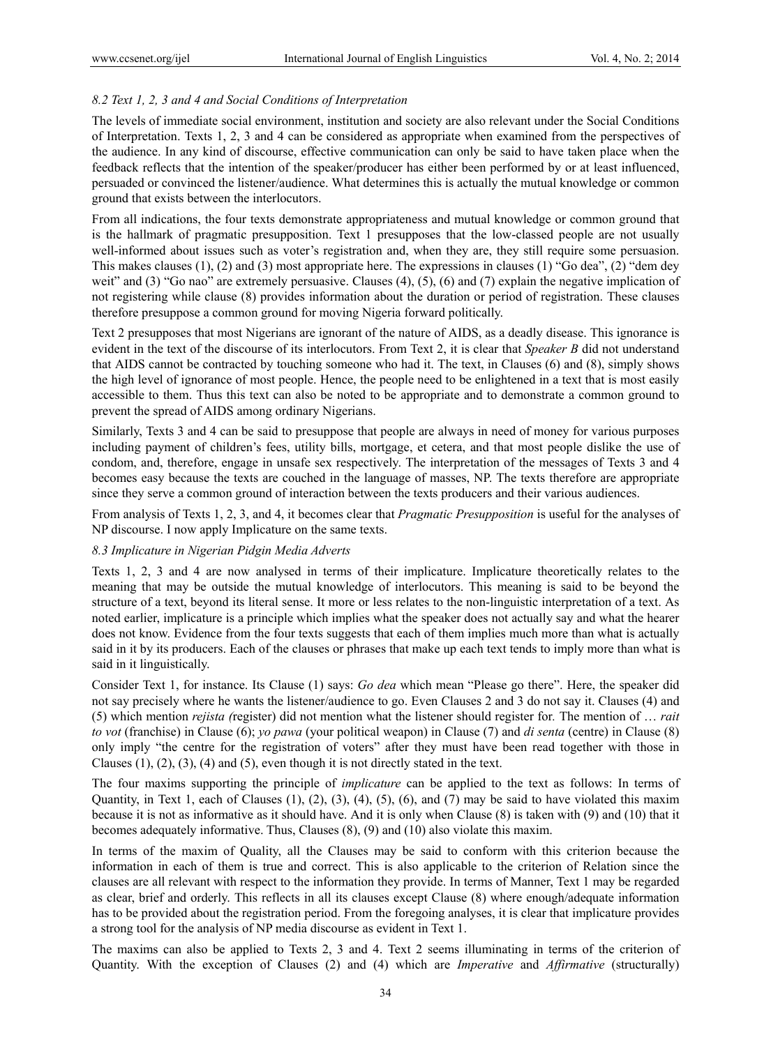### *8.2 Text 1, 2, 3 and 4 and Social Conditions of Interpretation*

The levels of immediate social environment, institution and society are also relevant under the Social Conditions of Interpretation. Texts 1, 2, 3 and 4 can be considered as appropriate when examined from the perspectives of the audience. In any kind of discourse, effective communication can only be said to have taken place when the feedback reflects that the intention of the speaker/producer has either been performed by or at least influenced, persuaded or convinced the listener/audience. What determines this is actually the mutual knowledge or common ground that exists between the interlocutors.

From all indications, the four texts demonstrate appropriateness and mutual knowledge or common ground that is the hallmark of pragmatic presupposition. Text 1 presupposes that the low-classed people are not usually well-informed about issues such as voter's registration and, when they are, they still require some persuasion. This makes clauses (1), (2) and (3) most appropriate here. The expressions in clauses (1) "Go dea", (2) "dem dey weit" and (3) "Go nao" are extremely persuasive. Clauses (4), (5), (6) and (7) explain the negative implication of not registering while clause (8) provides information about the duration or period of registration. These clauses therefore presuppose a common ground for moving Nigeria forward politically.

Text 2 presupposes that most Nigerians are ignorant of the nature of AIDS, as a deadly disease. This ignorance is evident in the text of the discourse of its interlocutors. From Text 2, it is clear that *Speaker B* did not understand that AIDS cannot be contracted by touching someone who had it. The text, in Clauses (6) and (8), simply shows the high level of ignorance of most people. Hence, the people need to be enlightened in a text that is most easily accessible to them. Thus this text can also be noted to be appropriate and to demonstrate a common ground to prevent the spread of AIDS among ordinary Nigerians.

Similarly, Texts 3 and 4 can be said to presuppose that people are always in need of money for various purposes including payment of children's fees, utility bills, mortgage, et cetera, and that most people dislike the use of condom, and, therefore, engage in unsafe sex respectively. The interpretation of the messages of Texts 3 and 4 becomes easy because the texts are couched in the language of masses, NP. The texts therefore are appropriate since they serve a common ground of interaction between the texts producers and their various audiences.

From analysis of Texts 1, 2, 3, and 4, it becomes clear that *Pragmatic Presupposition* is useful for the analyses of NP discourse. I now apply Implicature on the same texts.

### *8.3 Implicature in Nigerian Pidgin Media Adverts*

Texts 1, 2, 3 and 4 are now analysed in terms of their implicature. Implicature theoretically relates to the meaning that may be outside the mutual knowledge of interlocutors. This meaning is said to be beyond the structure of a text, beyond its literal sense. It more or less relates to the non-linguistic interpretation of a text. As noted earlier, implicature is a principle which implies what the speaker does not actually say and what the hearer does not know. Evidence from the four texts suggests that each of them implies much more than what is actually said in it by its producers. Each of the clauses or phrases that make up each text tends to imply more than what is said in it linguistically.

Consider Text 1, for instance. Its Clause (1) says: *Go dea* which mean "Please go there". Here, the speaker did not say precisely where he wants the listener/audience to go. Even Clauses 2 and 3 do not say it. Clauses (4) and (5) which mention *rejista (*register) did not mention what the listener should register for. The mention of … *rait to vot* (franchise) in Clause (6); *yo pawa* (your political weapon) in Clause (7) and *di senta* (centre) in Clause (8) only imply "the centre for the registration of voters" after they must have been read together with those in Clauses (1), (2), (3), (4) and (5), even though it is not directly stated in the text.

The four maxims supporting the principle of *implicature* can be applied to the text as follows: In terms of Quantity, in Text 1, each of Clauses (1), (2), (3), (4), (5), (6), and (7) may be said to have violated this maxim because it is not as informative as it should have. And it is only when Clause (8) is taken with (9) and (10) that it becomes adequately informative. Thus, Clauses (8), (9) and (10) also violate this maxim.

In terms of the maxim of Quality, all the Clauses may be said to conform with this criterion because the information in each of them is true and correct. This is also applicable to the criterion of Relation since the clauses are all relevant with respect to the information they provide. In terms of Manner, Text 1 may be regarded as clear, brief and orderly. This reflects in all its clauses except Clause (8) where enough/adequate information has to be provided about the registration period. From the foregoing analyses, it is clear that implicature provides a strong tool for the analysis of NP media discourse as evident in Text 1.

The maxims can also be applied to Texts 2, 3 and 4. Text 2 seems illuminating in terms of the criterion of Quantity. With the exception of Clauses (2) and (4) which are *Imperative* and *Affirmative* (structurally)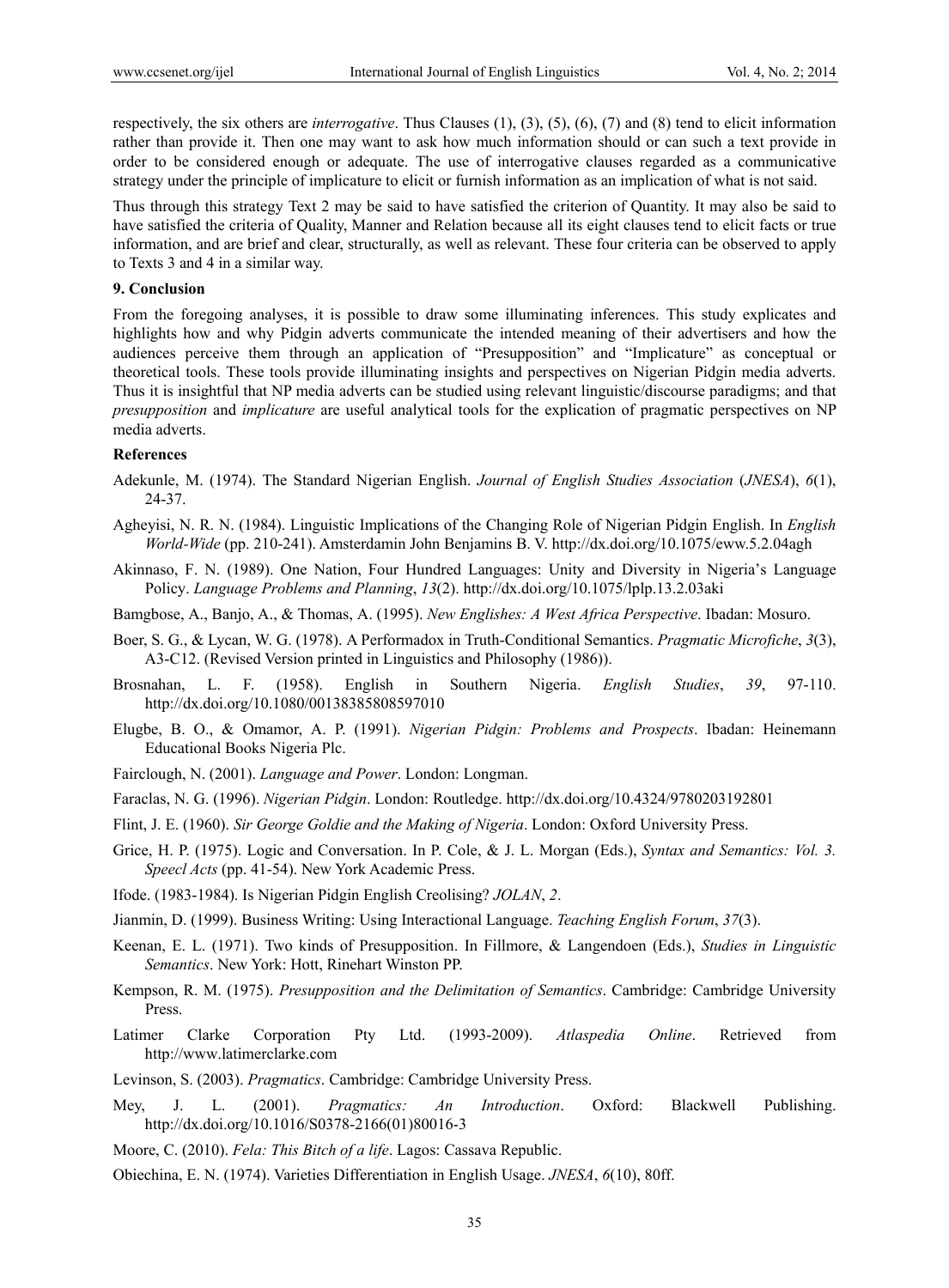respectively, the six others are *interrogative*. Thus Clauses (1), (3), (5), (6), (7) and (8) tend to elicit information rather than provide it. Then one may want to ask how much information should or can such a text provide in order to be considered enough or adequate. The use of interrogative clauses regarded as a communicative strategy under the principle of implicature to elicit or furnish information as an implication of what is not said.

Thus through this strategy Text 2 may be said to have satisfied the criterion of Quantity. It may also be said to have satisfied the criteria of Quality, Manner and Relation because all its eight clauses tend to elicit facts or true information, and are brief and clear, structurally, as well as relevant. These four criteria can be observed to apply to Texts 3 and 4 in a similar way.

## 9. Conclusion

From the foregoing analyses, it is possible to draw some illuminating inferences. This study explicates and highlights how and why Pidgin adverts communicate the intended meaning of their advertisers and how the audiences perceive them through an application of "Presupposition" and "Implicature" as conceptual or theoretical tools. These tools provide illuminating insights and perspectives on Nigerian Pidgin media adverts. Thus it is insightful that NP media adverts can be studied using relevant linguistic/discourse paradigms; and that *presupposition* and *implicature* are useful analytical tools for the explication of pragmatic perspectives on NP media adverts.

## References

Adekunle, M. (1974). The Standard Nigerian English. *Journal of English Studies Association* (*JNESA*), *6*(1), 24-37.

Agheyisi, N. R. N. (1984). Linguistic Implications of the Changing Role of Nigerian Pidgin English. In *English World-Wide* (pp. 210-241). Amsterdamin John Benjamins B. V. http://dx.doi.org/10.1075/eww.5.2.04agh

Akinnaso, F. N. (1989). One Nation, Four Hundred Languages: Unity and Diversity in Nigeria's Language Policy. *Language Problems and Planning*, *13*(2). http://dx.doi.org/10.1075/lplp.13.2.03aki

Bamgbose, A., Banjo, A., & Thomas, A. (1995). *New Englishes: A West Africa Perspective*. Ibadan: Mosuro.

Boer, S. G., & Lycan, W. G. (1978). A Performadox in Truth-Conditional Semantics. *Pragmatic Microfiche*, *3*(3), A3-C12. (Revised Version printed in Linguistics and Philosophy (1986)).

Brosnahan, L. F. (1958). English in Southern Nigeria. *English Studies*, *39*, 97-110. http://dx.doi.org/10.1080/00138385808597010

Elugbe, B. O., & Omamor, A. P. (1991). *Nigerian Pidgin: Problems and Prospects*. Ibadan: Heinemann Educational Books Nigeria Plc.

Fairclough, N. (2001). *Language and Power*. London: Longman.

Faraclas, N. G. (1996). *Nigerian Pidgin*. London: Routledge. http://dx.doi.org/10.4324/9780203192801

Flint, J. E. (1960). *Sir George Goldie and the Making of Nigeria*. London: Oxford University Press.

Grice, H. P. (1975). Logic and Conversation. In P. Cole, & J. L. Morgan (Eds.), *Syntax and Semantics: Vol. 3. Speecl Acts* (pp. 41-54). New York Academic Press.

Ifode. (1983-1984). Is Nigerian Pidgin English Creolising? *JOLAN*, *2*.

Jianmin, D. (1999). Business Writing: Using Interactional Language. *Teaching English Forum*, *37*(3).

Keenan, E. L. (1971). Two kinds of Presupposition. In Fillmore, & Langendoen (Eds.), *Studies in Linguistic Semantics*. New York: Hott, Rinehart Winston PP.

Kempson, R. M. (1975). *Presupposition and the Delimitation of Semantics*. Cambridge: Cambridge University Press.

Latimer Clarke Corporation Pty Ltd. (1993-2009). *Atlaspedia Online*. Retrieved from http://www.latimerclarke.com

Levinson, S. (2003). *Pragmatics*. Cambridge: Cambridge University Press.

Mey, J. L. (2001). *Pragmatics: An Introduction*. Oxford: Blackwell Publishing. http://dx.doi.org/10.1016/S0378-2166(01)80016-3

Moore, C. (2010). *Fela: This Bitch of a life*. Lagos: Cassava Republic.

Obiechina, E. N. (1974). Varieties Differentiation in English Usage. *JNESA*, *6*(10), 80ff.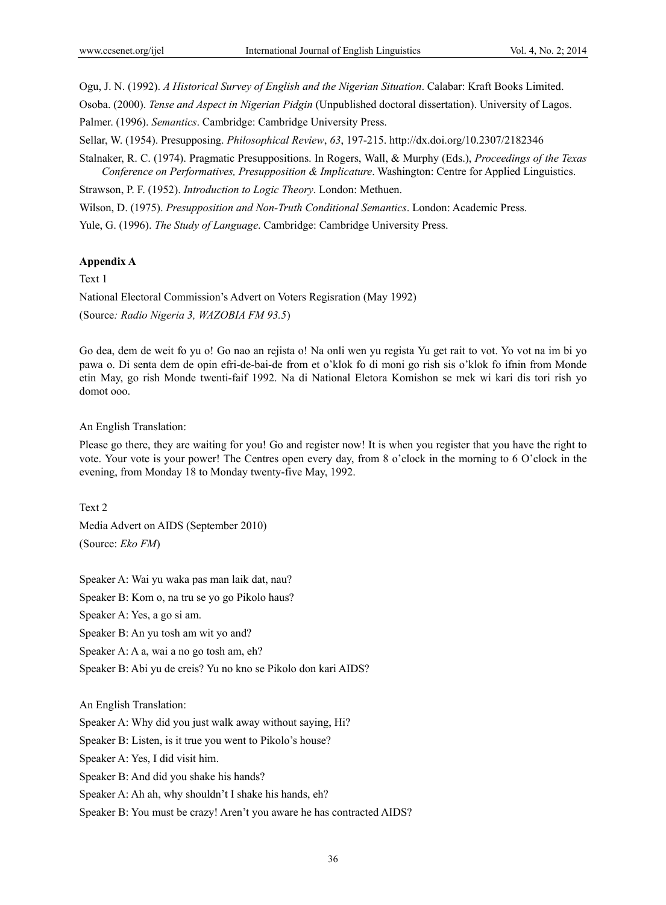Ogu, J. N. (1992). *A Historical Survey of English and the Nigerian Situation*. Calabar: Kraft Books Limited.

Osoba. (2000). *Tense and Aspect in Nigerian Pidgin* (Unpublished doctoral dissertation). University of Lagos.

Palmer. (1996). *Semantics*. Cambridge: Cambridge University Press.

Sellar, W. (1954). Presupposing. *Philosophical Review*, *63*, 197-215. http://dx.doi.org/10.2307/2182346

Stalnaker, R. C. (1974). Pragmatic Presuppositions. In Rogers, Wall, & Murphy (Eds.), *Proceedings of the Texas Conference on Performatives, Presupposition & Implicature*. Washington: Centre for Applied Linguistics.

Strawson, P. F. (1952). *Introduction to Logic Theory*. London: Methuen.

Wilson, D. (1975). *Presupposition and Non-Truth Conditional Semantics*. London: Academic Press.

Yule, G. (1996). *The Study of Language*. Cambridge: Cambridge University Press.

**Appendix A**

Text 1

National Electoral Commission's Advert on Voters Regisration (May 1992)

(Source*: Radio Nigeria 3, WAZOBIA FM 93.5*)

Go dea, dem de weit fo yu o! Go nao an rejista o! Na onli wen yu regista Yu get rait to vot. Yo vot na im bi yo pawa o. Di senta dem de opin efri-de-bai-de from et o'klok fo di moni go rish sis o'klok fo ifnin from Monde etin May, go rish Monde twenti-faif 1992. Na di National Eletora Komishon se mek wi kari dis tori rish yo domot ooo.

An English Translation:

Please go there, they are waiting for you! Go and register now! It is when you register that you have the right to vote. Your vote is your power! The Centres open every day, from 8 o'clock in the morning to 6 O'clock in the evening, from Monday 18 to Monday twenty-five May, 1992.

Text 2

Media Advert on AIDS (September 2010)

(Source: *Eko FM*)

Speaker A: Wai yu waka pas man laik dat, nau?

Speaker B: Kom o, na tru se yo go Pikolo haus?

Speaker A: Yes, a go si am.

Speaker B: An yu tosh am wit yo and?

Speaker A: A a, wai a no go tosh am, eh?

Speaker B: Abi yu de creis? Yu no kno se Pikolo don kari AIDS?

An English Translation:

Speaker A: Why did you just walk away without saying, Hi?

Speaker B: Listen, is it true you went to Pikolo's house?

Speaker A: Yes, I did visit him.

Speaker B: And did you shake his hands?

Speaker A: Ah ah, why shouldn't I shake his hands, eh?

Speaker B: You must be crazy! Aren't you aware he has contracted AIDS?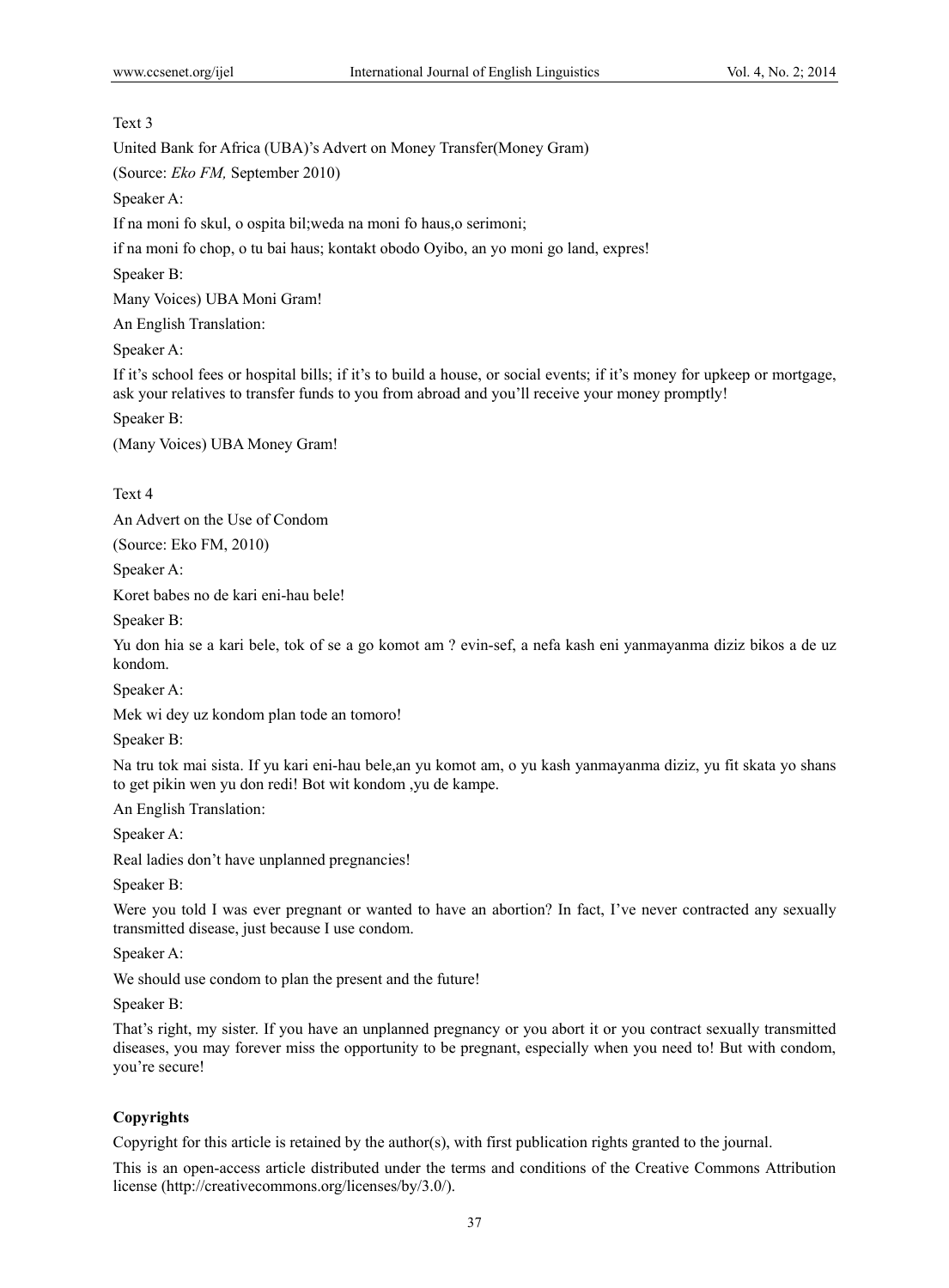Text 3

United Bank for Africa (UBA)'s Advert on Money Transfer(Money Gram)

(Source: *Eko FM,* September 2010)

Speaker A:

If na moni fo skul, o ospita bil;weda na moni fo haus,o serimoni;

if na moni fo chop, o tu bai haus; kontakt obodo Oyibo, an yo moni go land, expres!

Speaker B:

Many Voices) UBA Moni Gram!

An English Translation:

Speaker A:

If it's school fees or hospital bills; if it's to build a house, or social events; if it's money for upkeep or mortgage, ask your relatives to transfer funds to you from abroad and you'll receive your money promptly!

Speaker B:

(Many Voices) UBA Money Gram!

Text 4

An Advert on the Use of Condom

(Source: Eko FM, 2010)

Speaker A:

Koret babes no de kari eni-hau bele!

Speaker B:

Yu don hia se a kari bele, tok of se a go komot am ? evin-sef, a nefa kash eni yanmayanma diziz bikos a de uz kondom.

Speaker A:

Mek wi dey uz kondom plan tode an tomoro!

Speaker B:

Na tru tok mai sista. If yu kari eni-hau bele,an yu komot am, o yu kash yanmayanma diziz, yu fit skata yo shans to get pikin wen yu don redi! Bot wit kondom ,yu de kampe.

An English Translation:

Speaker A:

Real ladies don't have unplanned pregnancies!

Speaker B:

Were you told I was ever pregnant or wanted to have an abortion? In fact, I've never contracted any sexually transmitted disease, just because I use condom.

Speaker A:

We should use condom to plan the present and the future!

Speaker B:

That's right, my sister. If you have an unplanned pregnancy or you abort it or you contract sexually transmitted diseases, you may forever miss the opportunity to be pregnant, especially when you need to! But with condom, you're secure!

## Copyrights

Copyright for this article is retained by the author(s), with first publication rights granted to the journal.

This is an open-access article distributed under the terms and conditions of the Creative Commons Attribution license (http://creativecommons.org/licenses/by/3.0/).